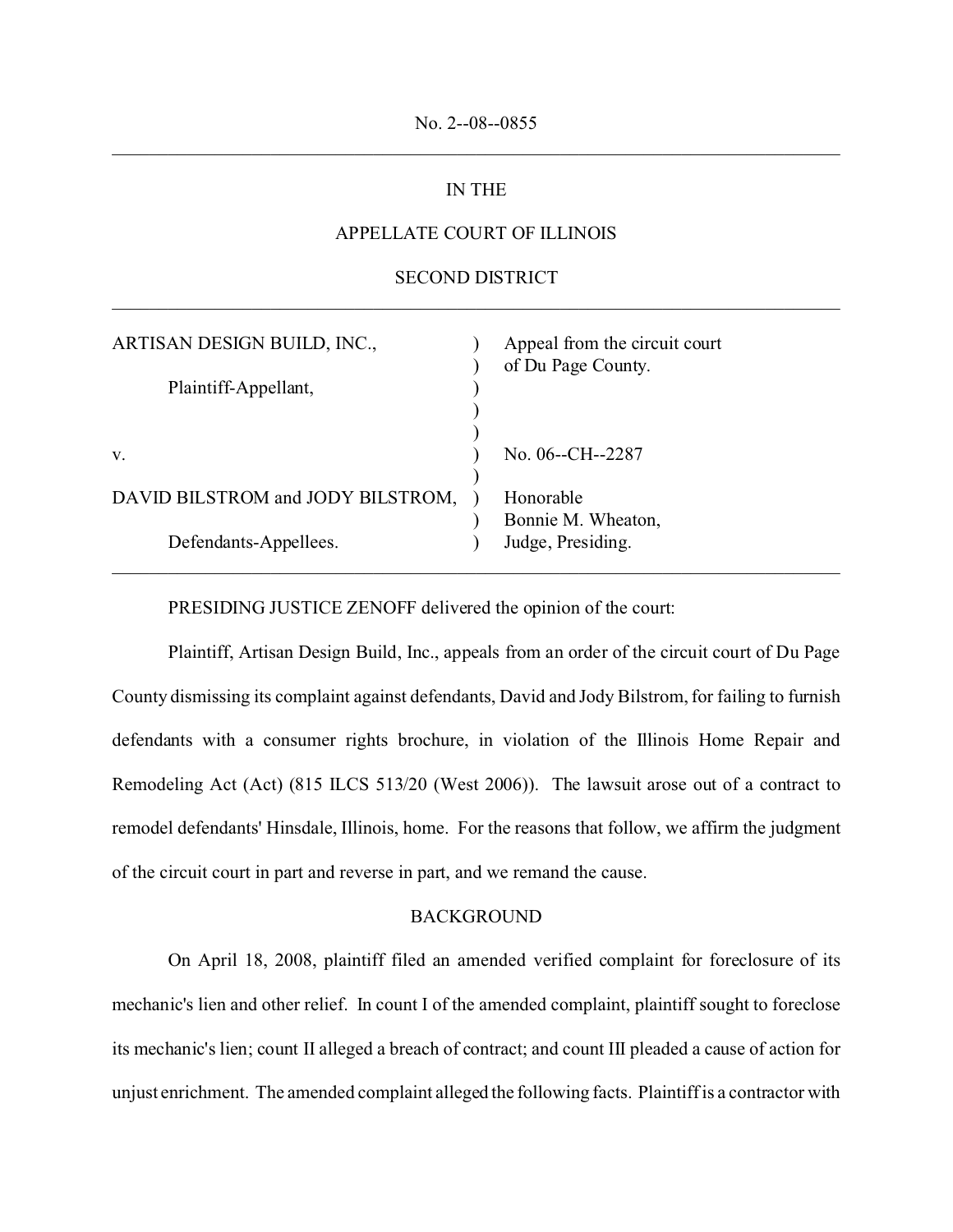No. 2--08--0855

---

IN THE

APPELLATE COURT OF ILLINOIS

SECOND DISTRICT

---

| | | |
|---|---|---|
| ARTISAN DESIGN BUILD, INC., | ) | Appeal from the circuit court |
| | ) | of Du Page County. |
| Plaintiff-Appellant, | ) | |
| | ) | |
| | ) | |
| v. | ) | No. 06--CH--2287 |
| | ) | |
| DAVID BILSTROM and JODY BILSTROM, | ) | Honorable |
| | ) | Bonnie M. Wheaton, |
| Defendants-Appellees. | ) | Judge, Presiding. |

---

PRESIDING JUSTICE ZENOFF delivered the opinion of the court:

Plaintiff, Artisan Design Build, Inc., appeals from an order of the circuit court of Du Page County dismissing its complaint against defendants, David and Jody Bilstrom, for failing to furnish defendants with a consumer rights brochure, in violation of the Illinois Home Repair and Remodeling Act (Act) (815 ILCS 513/20 (West 2006)). The lawsuit arose out of a contract to remodel defendants' Hinsdale, Illinois, home. For the reasons that follow, we affirm the judgment of the circuit court in part and reverse in part, and we remand the cause.

BACKGROUND

On April 18, 2008, plaintiff filed an amended verified complaint for foreclosure of its mechanic's lien and other relief. In count I of the amended complaint, plaintiff sought to foreclose its mechanic's lien; count II alleged a breach of contract; and count III pleaded a cause of action for unjust enrichment. The amended complaint alleged the following facts. Plaintiff is a contractor with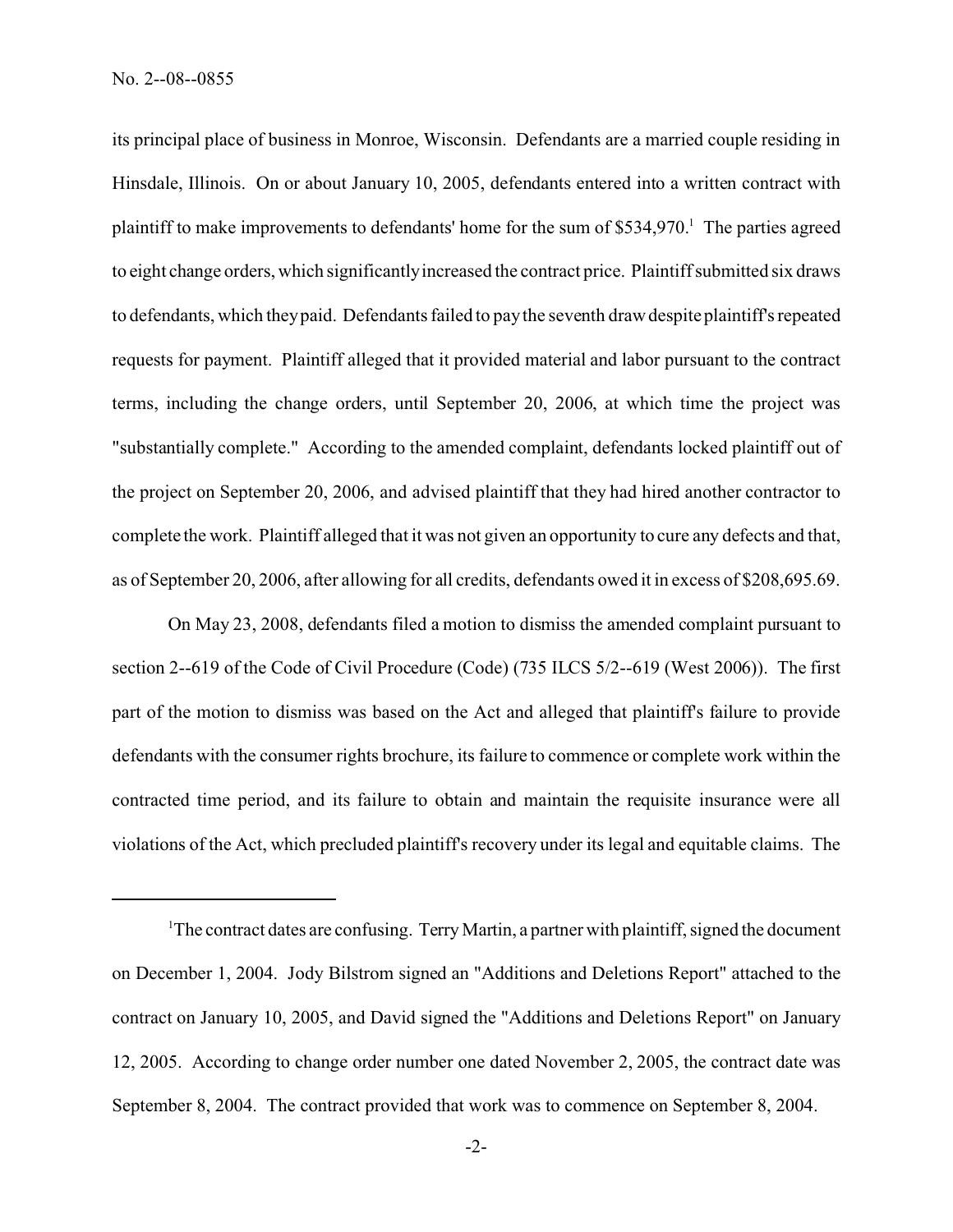its principal place of business in Monroe, Wisconsin. Defendants are a married couple residing in Hinsdale, Illinois. On or about January 10, 2005, defendants entered into a written contract with plaintiff to make improvements to defendants' home for the sum of $534,970.[1] The parties agreed to eight change orders, which significantly increased the contract price. Plaintiff submitted six draws to defendants, which they paid. Defendants failed to pay the seventh draw despite plaintiff's repeated requests for payment. Plaintiff alleged that it provided material and labor pursuant to the contract terms, including the change orders, until September 20, 2006, at which time the project was "substantially complete." According to the amended complaint, defendants locked plaintiff out of the project on September 20, 2006, and advised plaintiff that they had hired another contractor to complete the work. Plaintiff alleged that it was not given an opportunity to cure any defects and that, as of September 20, 2006, after allowing for all credits, defendants owed it in excess of $208,695.69.

On May 23, 2008, defendants filed a motion to dismiss the amended complaint pursuant to section 2--619 of the Code of Civil Procedure (Code) (735 ILCS 5/2--619 (West 2006)). The first part of the motion to dismiss was based on the Act and alleged that plaintiff's failure to provide defendants with the consumer rights brochure, its failure to commence or complete work within the contracted time period, and its failure to obtain and maintain the requisite insurance were all violations of the Act, which precluded plaintiff's recovery under its legal and equitable claims. The

---

[1]The contract dates are confusing. Terry Martin, a partner with plaintiff, signed the document on December 1, 2004. Jody Bilstrom signed an "Additions and Deletions Report" attached to the contract on January 10, 2005, and David signed the "Additions and Deletions Report" on January 12, 2005. According to change order number one dated November 2, 2005, the contract date was September 8, 2004. The contract provided that work was to commence on September 8, 2004.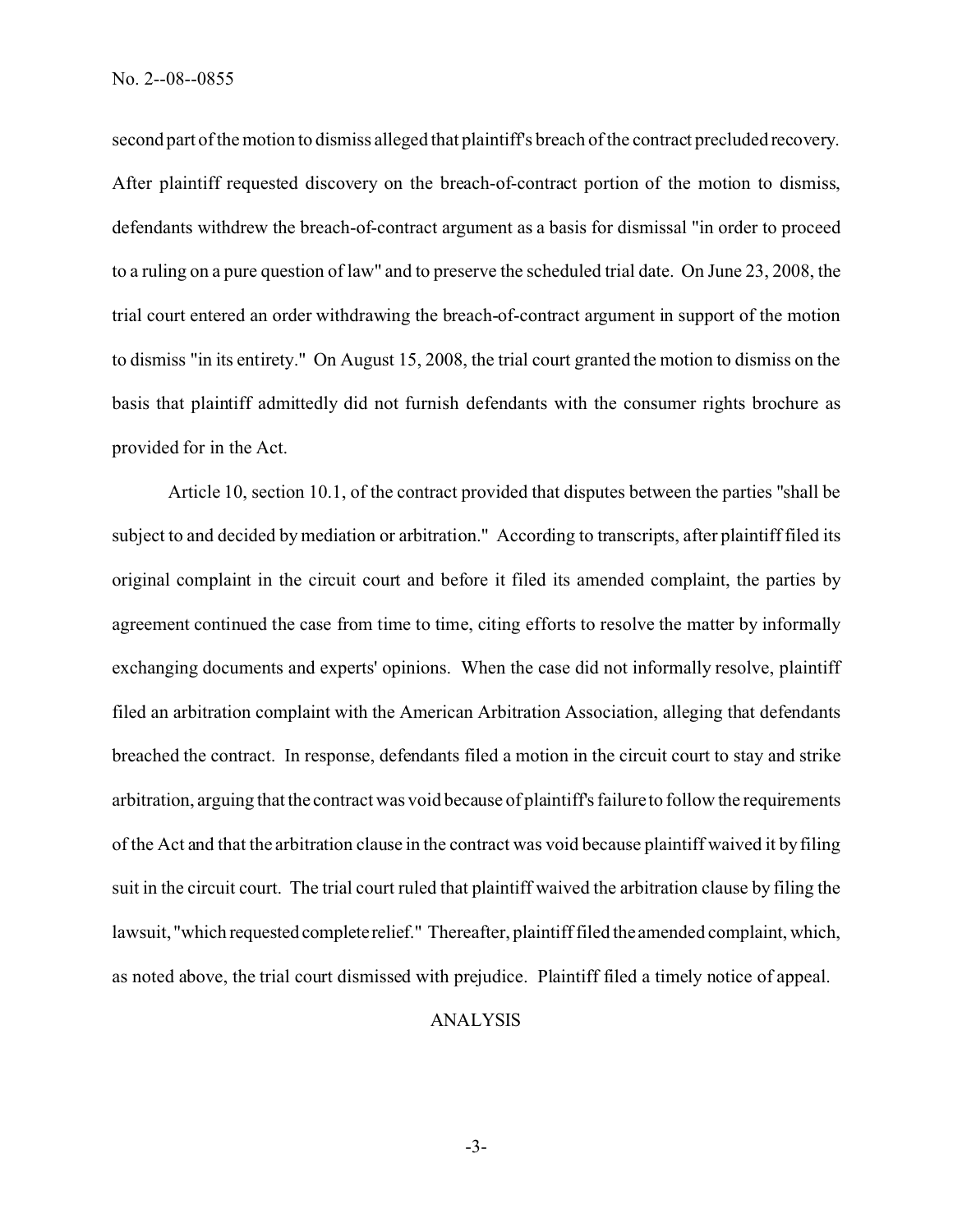second part of the motion to dismiss alleged that plaintiff's breach of the contract precluded recovery. After plaintiff requested discovery on the breach-of-contract portion of the motion to dismiss, defendants withdrew the breach-of-contract argument as a basis for dismissal "in order to proceed to a ruling on a pure question of law" and to preserve the scheduled trial date. On June 23, 2008, the trial court entered an order withdrawing the breach-of-contract argument in support of the motion to dismiss "in its entirety." On August 15, 2008, the trial court granted the motion to dismiss on the basis that plaintiff admittedly did not furnish defendants with the consumer rights brochure as provided for in the Act.

Article 10, section 10.1, of the contract provided that disputes between the parties "shall be subject to and decided by mediation or arbitration." According to transcripts, after plaintiff filed its original complaint in the circuit court and before it filed its amended complaint, the parties by agreement continued the case from time to time, citing efforts to resolve the matter by informally exchanging documents and experts' opinions. When the case did not informally resolve, plaintiff filed an arbitration complaint with the American Arbitration Association, alleging that defendants breached the contract. In response, defendants filed a motion in the circuit court to stay and strike arbitration, arguing that the contract was void because of plaintiff's failure to follow the requirements of the Act and that the arbitration clause in the contract was void because plaintiff waived it by filing suit in the circuit court. The trial court ruled that plaintiff waived the arbitration clause by filing the lawsuit, "which requested complete relief." Thereafter, plaintiff filed the amended complaint, which, as noted above, the trial court dismissed with prejudice. Plaintiff filed a timely notice of appeal.

## ANALYSIS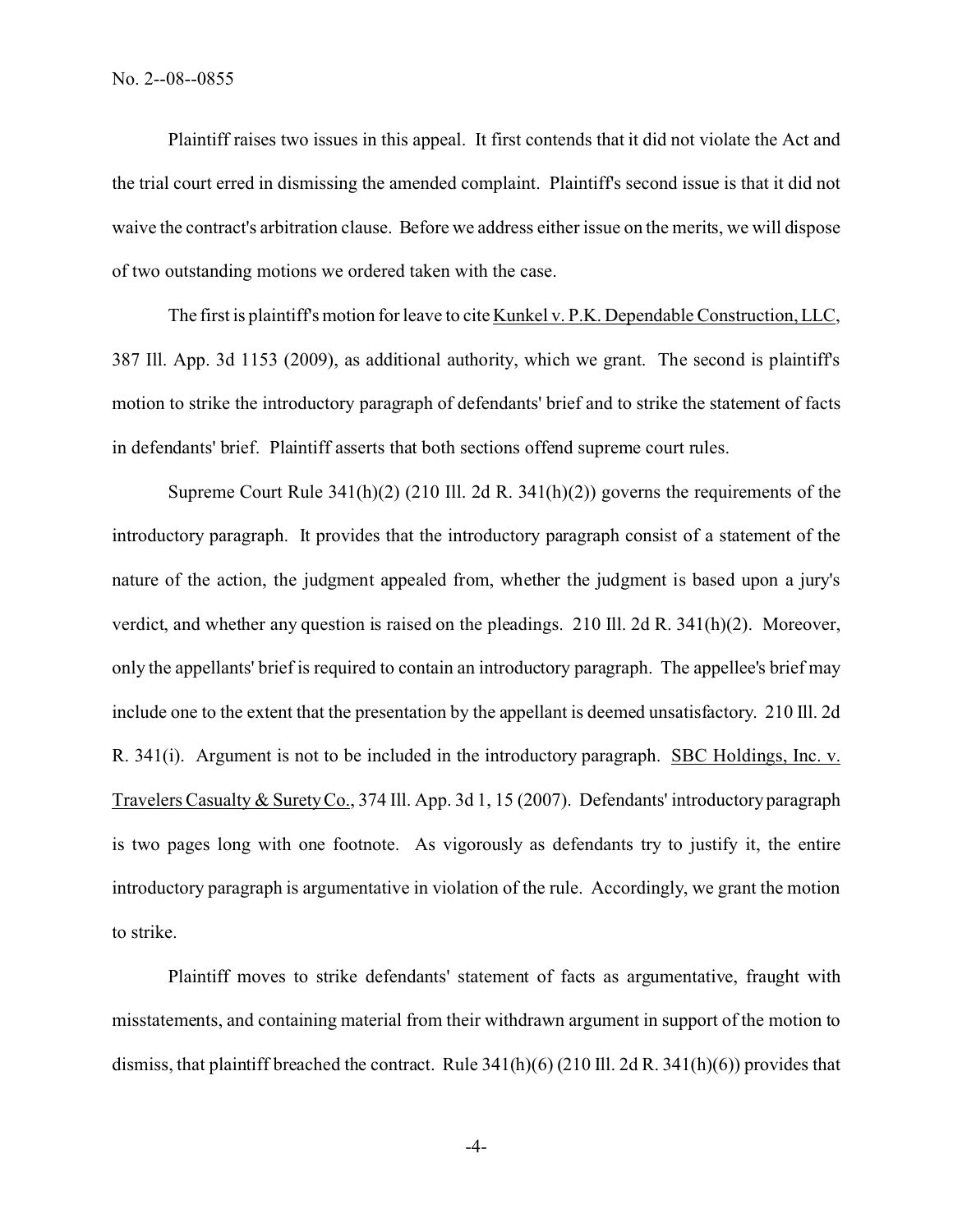Plaintiff raises two issues in this appeal. It first contends that it did not violate the Act and the trial court erred in dismissing the amended complaint. Plaintiff's second issue is that it did not waive the contract's arbitration clause. Before we address either issue on the merits, we will dispose of two outstanding motions we ordered taken with the case.

The first is plaintiff's motion for leave to cite Kunkel v. P.K. Dependable Construction, LLC, 387 Ill. App. 3d 1153 (2009), as additional authority, which we grant. The second is plaintiff's motion to strike the introductory paragraph of defendants' brief and to strike the statement of facts in defendants' brief. Plaintiff asserts that both sections offend supreme court rules.

Supreme Court Rule 341(h)(2) (210 Ill. 2d R. 341(h)(2)) governs the requirements of the introductory paragraph. It provides that the introductory paragraph consist of a statement of the nature of the action, the judgment appealed from, whether the judgment is based upon a jury's verdict, and whether any question is raised on the pleadings. 210 Ill. 2d R. 341(h)(2). Moreover, only the appellants' brief is required to contain an introductory paragraph. The appellee's brief may include one to the extent that the presentation by the appellant is deemed unsatisfactory. 210 Ill. 2d R. 341(i). Argument is not to be included in the introductory paragraph. SBC Holdings, Inc. v. Travelers Casualty & Surety Co., 374 Ill. App. 3d 1, 15 (2007). Defendants' introductory paragraph is two pages long with one footnote. As vigorously as defendants try to justify it, the entire introductory paragraph is argumentative in violation of the rule. Accordingly, we grant the motion to strike.

Plaintiff moves to strike defendants' statement of facts as argumentative, fraught with misstatements, and containing material from their withdrawn argument in support of the motion to dismiss, that plaintiff breached the contract. Rule 341(h)(6) (210 Ill. 2d R. 341(h)(6)) provides that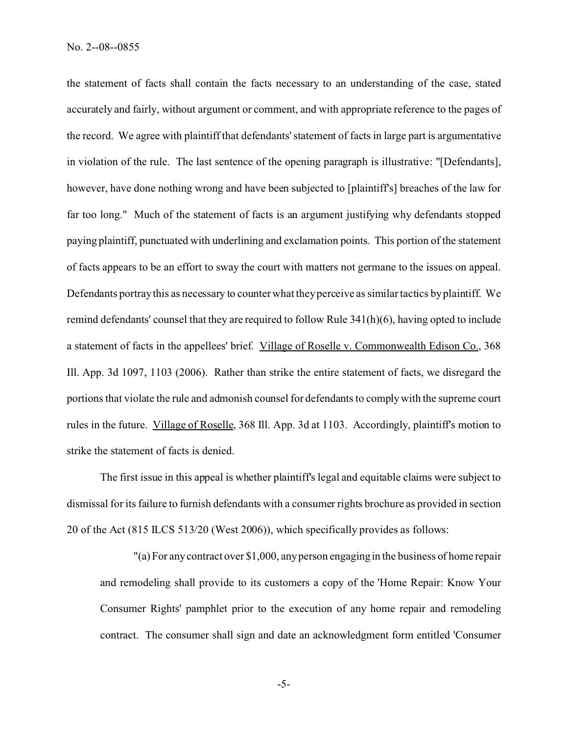the statement of facts shall contain the facts necessary to an understanding of the case, stated accurately and fairly, without argument or comment, and with appropriate reference to the pages of the record. We agree with plaintiff that defendants' statement of facts in large part is argumentative in violation of the rule. The last sentence of the opening paragraph is illustrative: "[Defendants], however, have done nothing wrong and have been subjected to [plaintiff's] breaches of the law for far too long." Much of the statement of facts is an argument justifying why defendants stopped paying plaintiff, punctuated with underlining and exclamation points. This portion of the statement of facts appears to be an effort to sway the court with matters not germane to the issues on appeal. Defendants portray this as necessary to counter what they perceive as similar tactics by plaintiff. We remind defendants' counsel that they are required to follow Rule 341(h)(6), having opted to include a statement of facts in the appellees' brief. Village of Roselle v. Commonwealth Edison Co., 368 Ill. App. 3d 1097, 1103 (2006). Rather than strike the entire statement of facts, we disregard the portions that violate the rule and admonish counsel for defendants to comply with the supreme court rules in the future. Village of Roselle, 368 Ill. App. 3d at 1103. Accordingly, plaintiff's motion to strike the statement of facts is denied.

The first issue in this appeal is whether plaintiff's legal and equitable claims were subject to dismissal for its failure to furnish defendants with a consumer rights brochure as provided in section 20 of the Act (815 ILCS 513/20 (West 2006)), which specifically provides as follows:

> "(a) For any contract over $1,000, any person engaging in the business of home repair and remodeling shall provide to its customers a copy of the 'Home Repair: Know Your Consumer Rights' pamphlet prior to the execution of any home repair and remodeling contract. The consumer shall sign and date an acknowledgment form entitled 'Consumer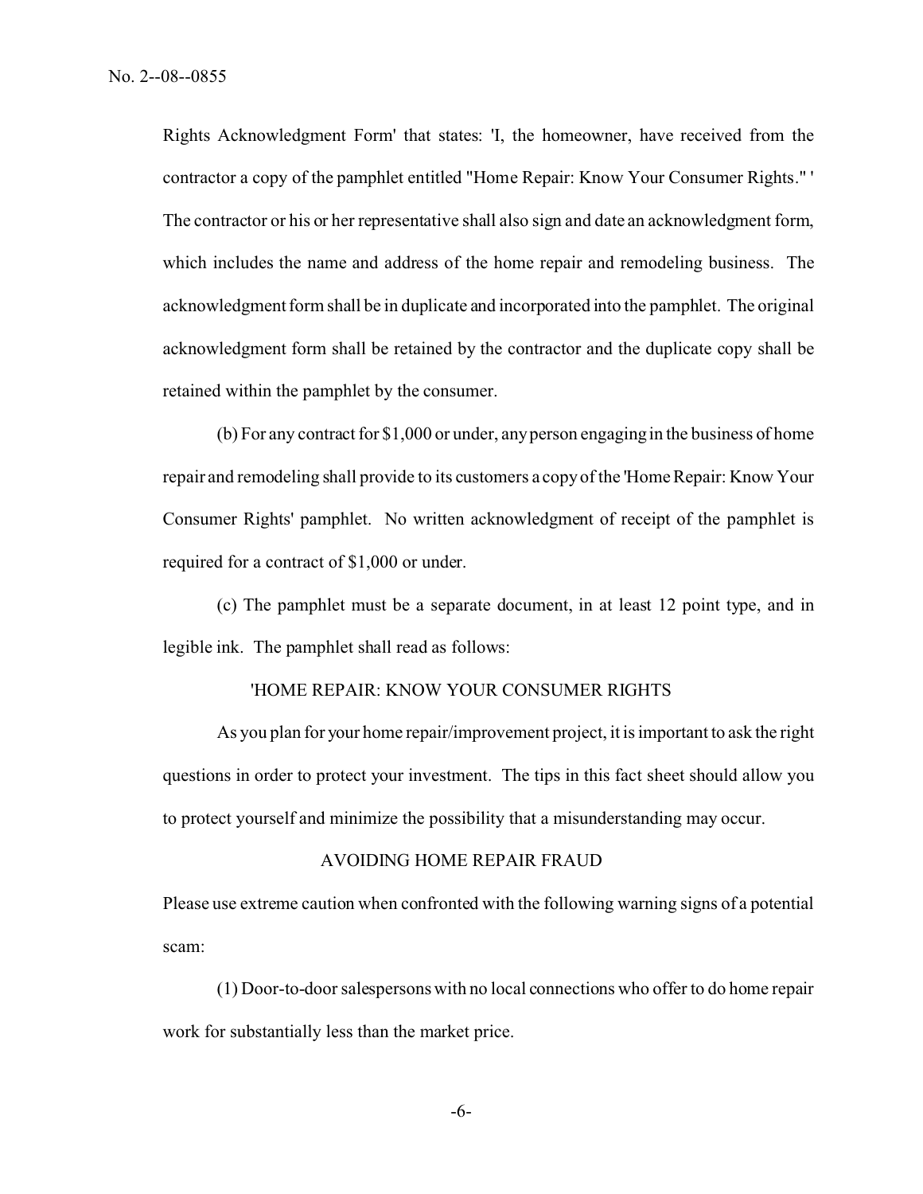Rights Acknowledgment Form' that states: 'I, the homeowner, have received from the contractor a copy of the pamphlet entitled "Home Repair: Know Your Consumer Rights." ' The contractor or his or her representative shall also sign and date an acknowledgment form, which includes the name and address of the home repair and remodeling business. The acknowledgment form shall be in duplicate and incorporated into the pamphlet. The original acknowledgment form shall be retained by the contractor and the duplicate copy shall be retained within the pamphlet by the consumer.

(b) For any contract for $1,000 or under, any person engaging in the business of home repair and remodeling shall provide to its customers a copy of the 'Home Repair: Know Your Consumer Rights' pamphlet. No written acknowledgment of receipt of the pamphlet is required for a contract of $1,000 or under.

(c) The pamphlet must be a separate document, in at least 12 point type, and in legible ink. The pamphlet shall read as follows:

'HOME REPAIR: KNOW YOUR CONSUMER RIGHTS

As you plan for your home repair/improvement project, it is important to ask the right questions in order to protect your investment. The tips in this fact sheet should allow you to protect yourself and minimize the possibility that a misunderstanding may occur.

AVOIDING HOME REPAIR FRAUD

Please use extreme caution when confronted with the following warning signs of a potential scam:

(1) Door-to-door salespersons with no local connections who offer to do home repair work for substantially less than the market price.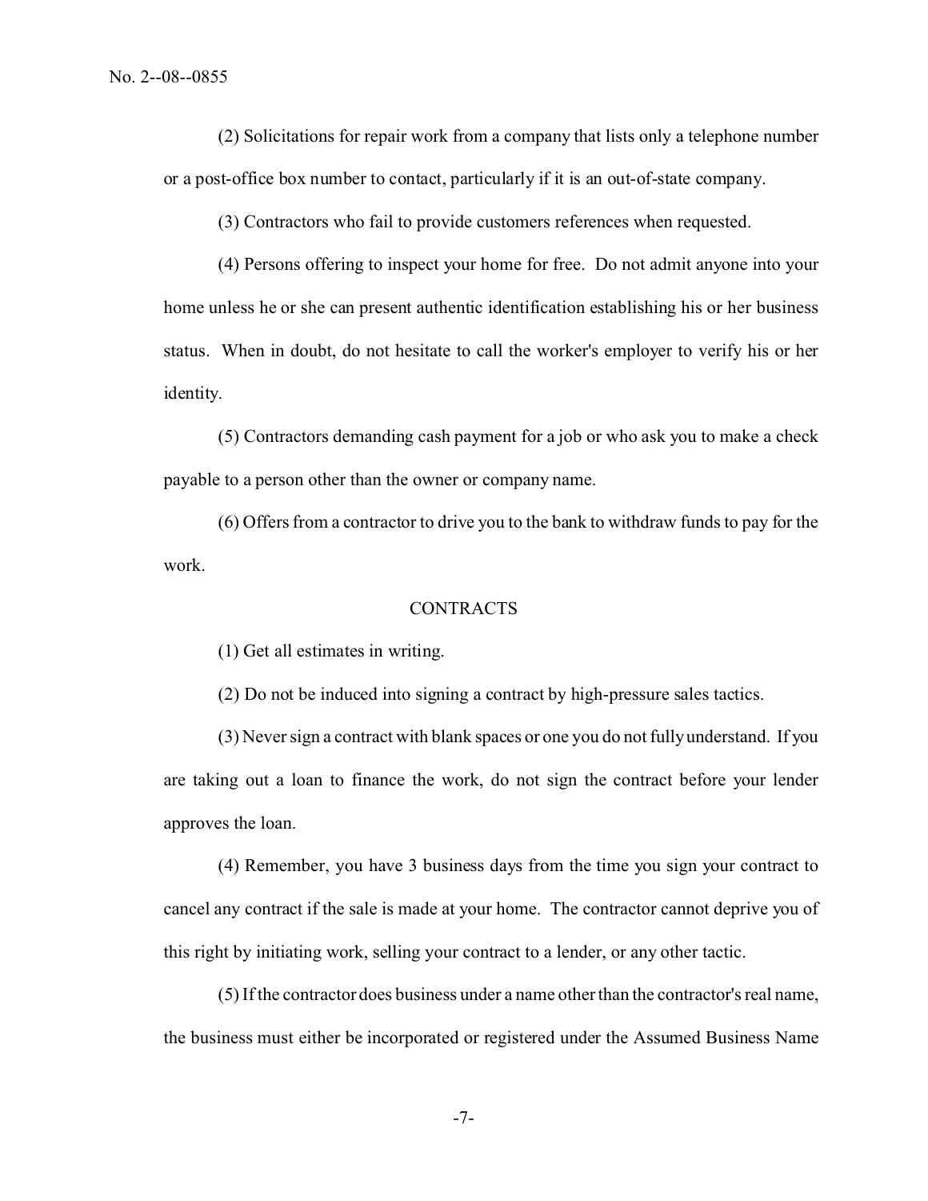(2) Solicitations for repair work from a company that lists only a telephone number or a post-office box number to contact, particularly if it is an out-of-state company.

(3) Contractors who fail to provide customers references when requested.

(4) Persons offering to inspect your home for free. Do not admit anyone into your home unless he or she can present authentic identification establishing his or her business status. When in doubt, do not hesitate to call the worker's employer to verify his or her identity.

(5) Contractors demanding cash payment for a job or who ask you to make a check payable to a person other than the owner or company name.

(6) Offers from a contractor to drive you to the bank to withdraw funds to pay for the work.

CONTRACTS

(1) Get all estimates in writing.

(2) Do not be induced into signing a contract by high-pressure sales tactics.

(3) Never sign a contract with blank spaces or one you do not fully understand. If you are taking out a loan to finance the work, do not sign the contract before your lender approves the loan.

(4) Remember, you have 3 business days from the time you sign your contract to cancel any contract if the sale is made at your home. The contractor cannot deprive you of this right by initiating work, selling your contract to a lender, or any other tactic.

(5) If the contractor does business under a name other than the contractor's real name, the business must either be incorporated or registered under the Assumed Business Name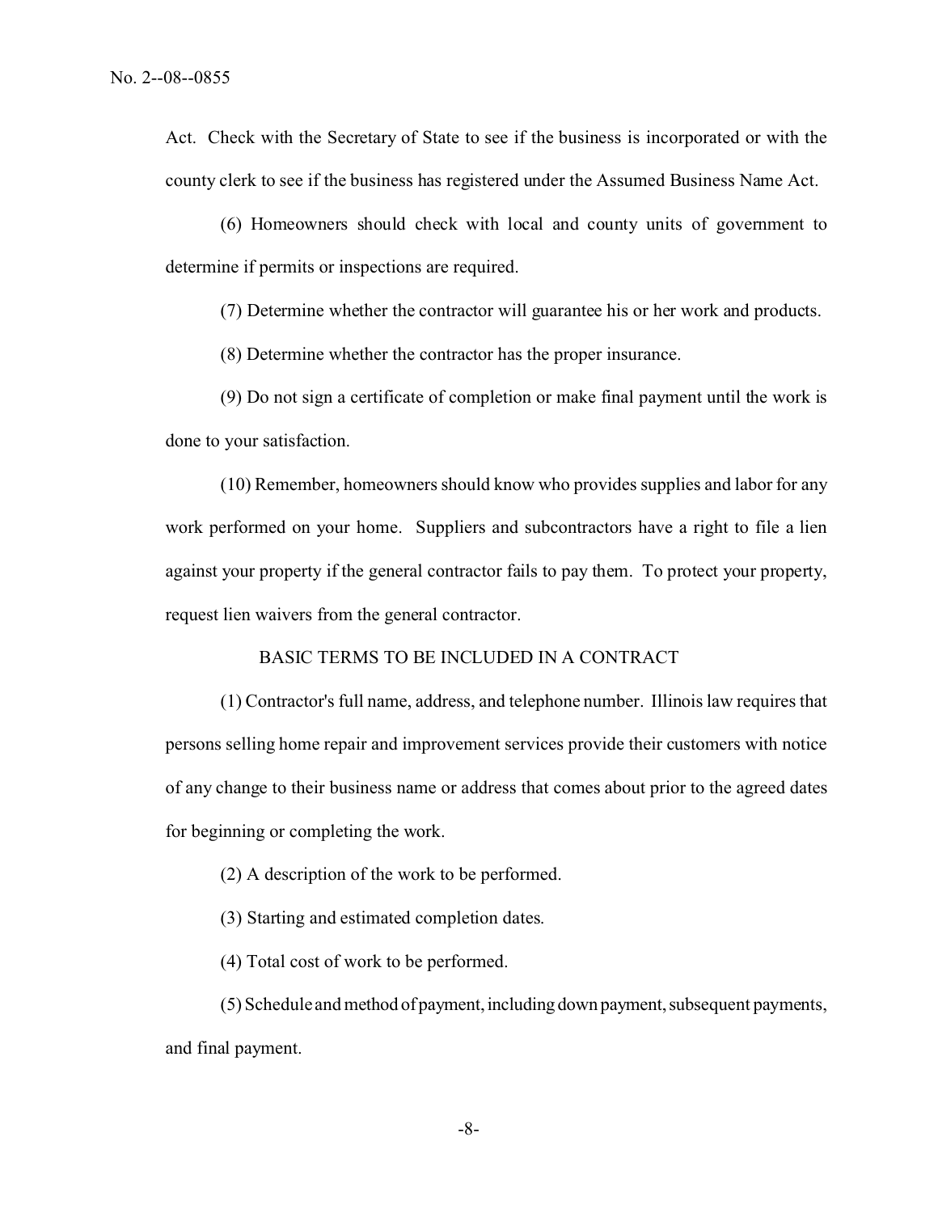Act. Check with the Secretary of State to see if the business is incorporated or with the county clerk to see if the business has registered under the Assumed Business Name Act.

(6) Homeowners should check with local and county units of government to determine if permits or inspections are required.

(7) Determine whether the contractor will guarantee his or her work and products.

(8) Determine whether the contractor has the proper insurance.

(9) Do not sign a certificate of completion or make final payment until the work is done to your satisfaction.

(10) Remember, homeowners should know who provides supplies and labor for any work performed on your home. Suppliers and subcontractors have a right to file a lien against your property if the general contractor fails to pay them. To protect your property, request lien waivers from the general contractor.

BASIC TERMS TO BE INCLUDED IN A CONTRACT

(1) Contractor's full name, address, and telephone number. Illinois law requires that persons selling home repair and improvement services provide their customers with notice of any change to their business name or address that comes about prior to the agreed dates for beginning or completing the work.

(2) A description of the work to be performed.

(3) Starting and estimated completion dates.

(4) Total cost of work to be performed.

(5) Schedule and method of payment, including down payment, subsequent payments, and final payment.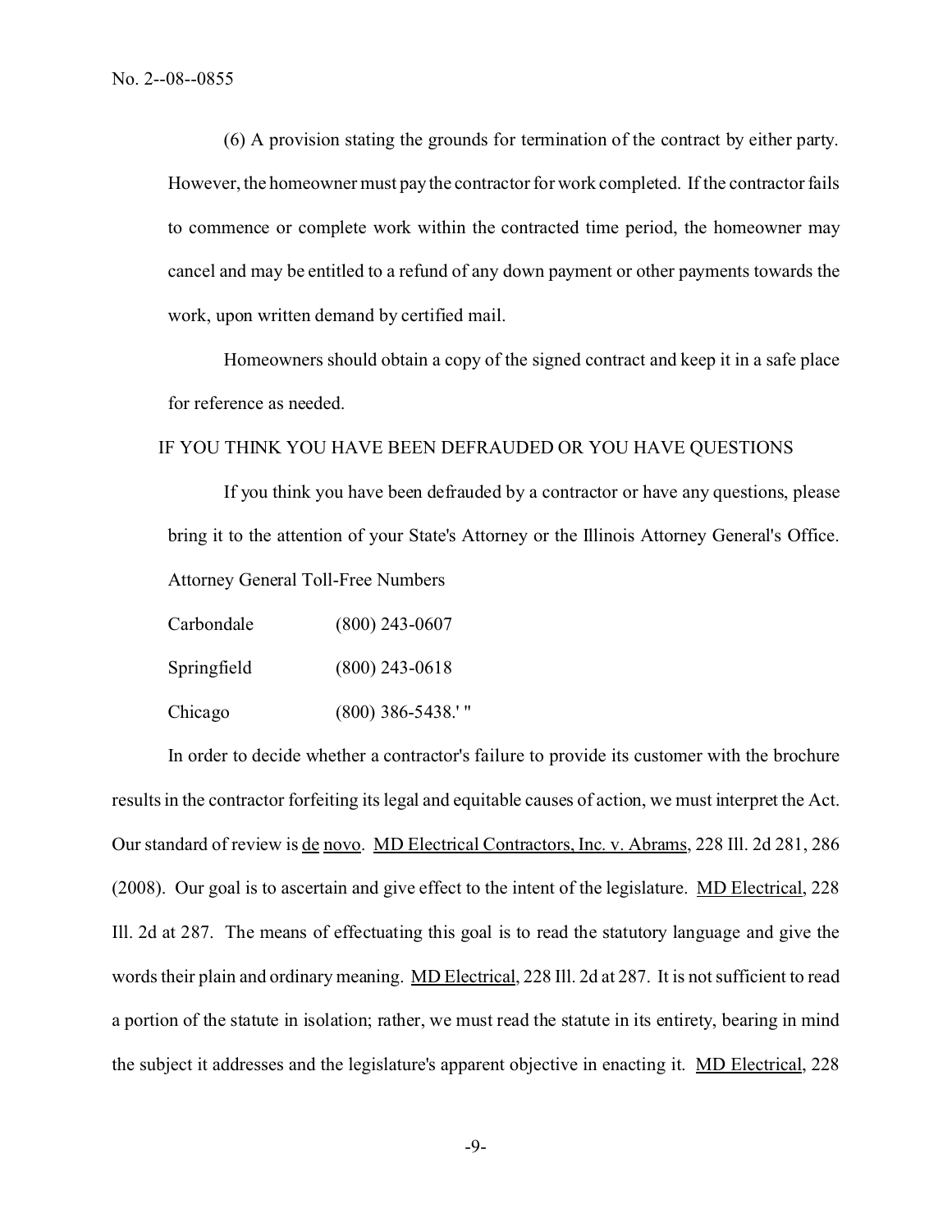(6) A provision stating the grounds for termination of the contract by either party. However, the homeowner must pay the contractor for work completed. If the contractor fails to commence or complete work within the contracted time period, the homeowner may cancel and may be entitled to a refund of any down payment or other payments towards the work, upon written demand by certified mail.

Homeowners should obtain a copy of the signed contract and keep it in a safe place for reference as needed.

IF YOU THINK YOU HAVE BEEN DEFRAUDED OR YOU HAVE QUESTIONS

If you think you have been defrauded by a contractor or have any questions, please bring it to the attention of your State's Attorney or the Illinois Attorney General's Office.

Attorney General Toll-Free Numbers

Carbondale (800) 243-0607

Springfield (800) 243-0618

Chicago (800) 386-5438.' "

In order to decide whether a contractor's failure to provide its customer with the brochure results in the contractor forfeiting its legal and equitable causes of action, we must interpret the Act. Our standard of review is de novo. MD Electrical Contractors, Inc. v. Abrams, 228 Ill. 2d 281, 286 (2008). Our goal is to ascertain and give effect to the intent of the legislature. MD Electrical, 228 Ill. 2d at 287. The means of effectuating this goal is to read the statutory language and give the words their plain and ordinary meaning. MD Electrical, 228 Ill. 2d at 287. It is not sufficient to read a portion of the statute in isolation; rather, we must read the statute in its entirety, bearing in mind the subject it addresses and the legislature's apparent objective in enacting it. MD Electrical, 228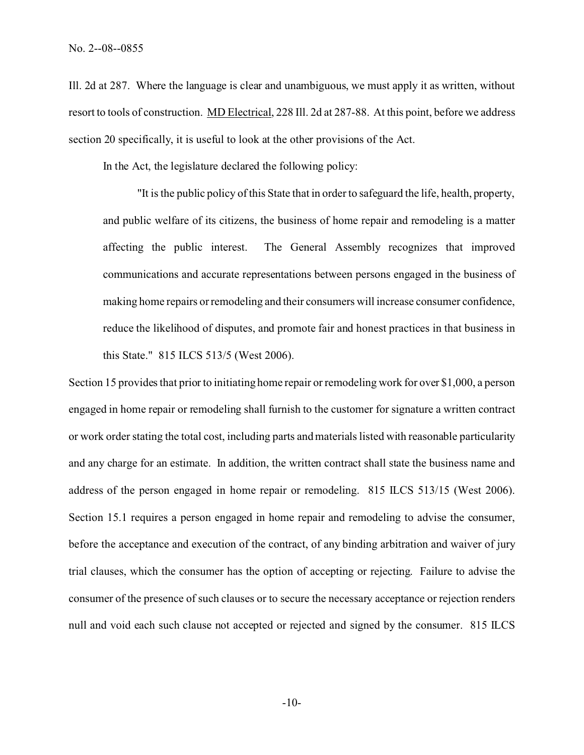Ill. 2d at 287. Where the language is clear and unambiguous, we must apply it as written, without resort to tools of construction. MD Electrical, 228 Ill. 2d at 287-88. At this point, before we address section 20 specifically, it is useful to look at the other provisions of the Act.

In the Act, the legislature declared the following policy:

> "It is the public policy of this State that in order to safeguard the life, health, property, and public welfare of its citizens, the business of home repair and remodeling is a matter affecting the public interest. The General Assembly recognizes that improved communications and accurate representations between persons engaged in the business of making home repairs or remodeling and their consumers will increase consumer confidence, reduce the likelihood of disputes, and promote fair and honest practices in that business in this State." 815 ILCS 513/5 (West 2006).

Section 15 provides that prior to initiating home repair or remodeling work for over $1,000, a person engaged in home repair or remodeling shall furnish to the customer for signature a written contract or work order stating the total cost, including parts and materials listed with reasonable particularity and any charge for an estimate. In addition, the written contract shall state the business name and address of the person engaged in home repair or remodeling. 815 ILCS 513/15 (West 2006). Section 15.1 requires a person engaged in home repair and remodeling to advise the consumer, before the acceptance and execution of the contract, of any binding arbitration and waiver of jury trial clauses, which the consumer has the option of accepting or rejecting. Failure to advise the consumer of the presence of such clauses or to secure the necessary acceptance or rejection renders null and void each such clause not accepted or rejected and signed by the consumer. 815 ILCS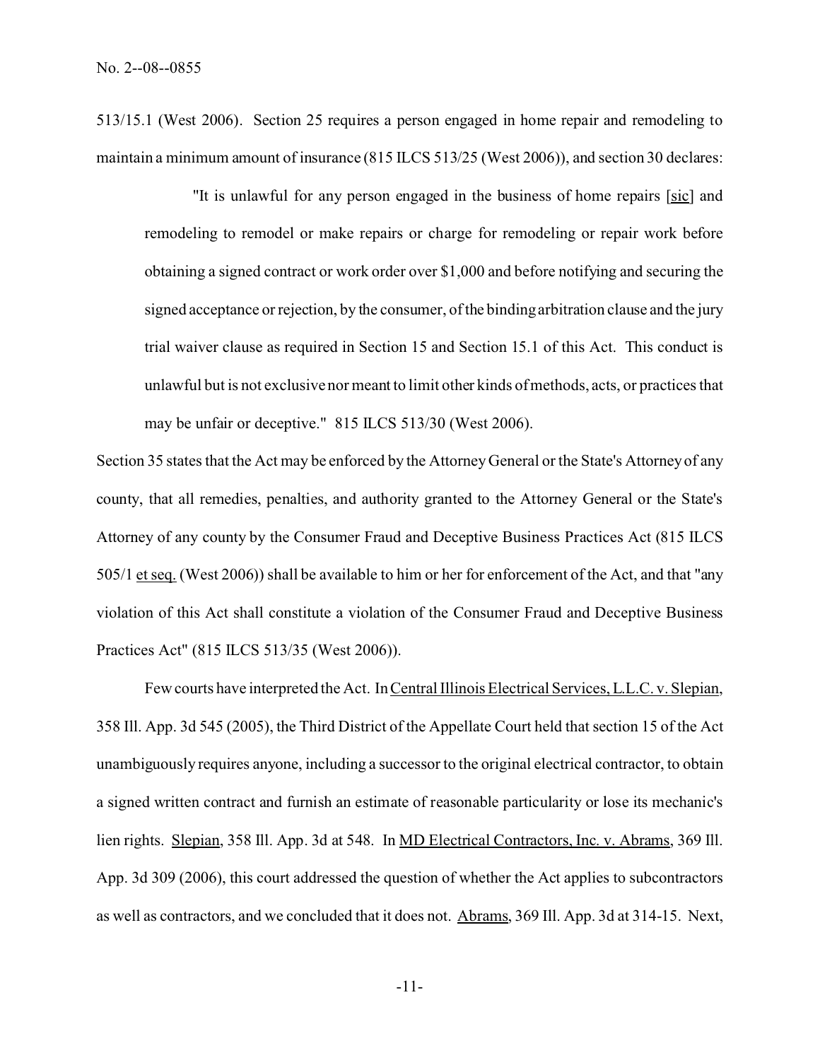513/15.1 (West 2006). Section 25 requires a person engaged in home repair and remodeling to maintain a minimum amount of insurance (815 ILCS 513/25 (West 2006)), and section 30 declares:

> "It is unlawful for any person engaged in the business of home repairs [sic] and remodeling to remodel or make repairs or charge for remodeling or repair work before obtaining a signed contract or work order over $1,000 and before notifying and securing the signed acceptance or rejection, by the consumer, of the binding arbitration clause and the jury trial waiver clause as required in Section 15 and Section 15.1 of this Act. This conduct is unlawful but is not exclusive nor meant to limit other kinds of methods, acts, or practices that may be unfair or deceptive." 815 ILCS 513/30 (West 2006).

Section 35 states that the Act may be enforced by the Attorney General or the State's Attorney of any county, that all remedies, penalties, and authority granted to the Attorney General or the State's Attorney of any county by the Consumer Fraud and Deceptive Business Practices Act (815 ILCS 505/1 et seq. (West 2006)) shall be available to him or her for enforcement of the Act, and that "any violation of this Act shall constitute a violation of the Consumer Fraud and Deceptive Business Practices Act" (815 ILCS 513/35 (West 2006)).

Few courts have interpreted the Act. In Central Illinois Electrical Services, L.L.C. v. Slepian, 358 Ill. App. 3d 545 (2005), the Third District of the Appellate Court held that section 15 of the Act unambiguously requires anyone, including a successor to the original electrical contractor, to obtain a signed written contract and furnish an estimate of reasonable particularity or lose its mechanic's lien rights. Slepian, 358 Ill. App. 3d at 548. In MD Electrical Contractors, Inc. v. Abrams, 369 Ill. App. 3d 309 (2006), this court addressed the question of whether the Act applies to subcontractors as well as contractors, and we concluded that it does not. Abrams, 369 Ill. App. 3d at 314-15. Next,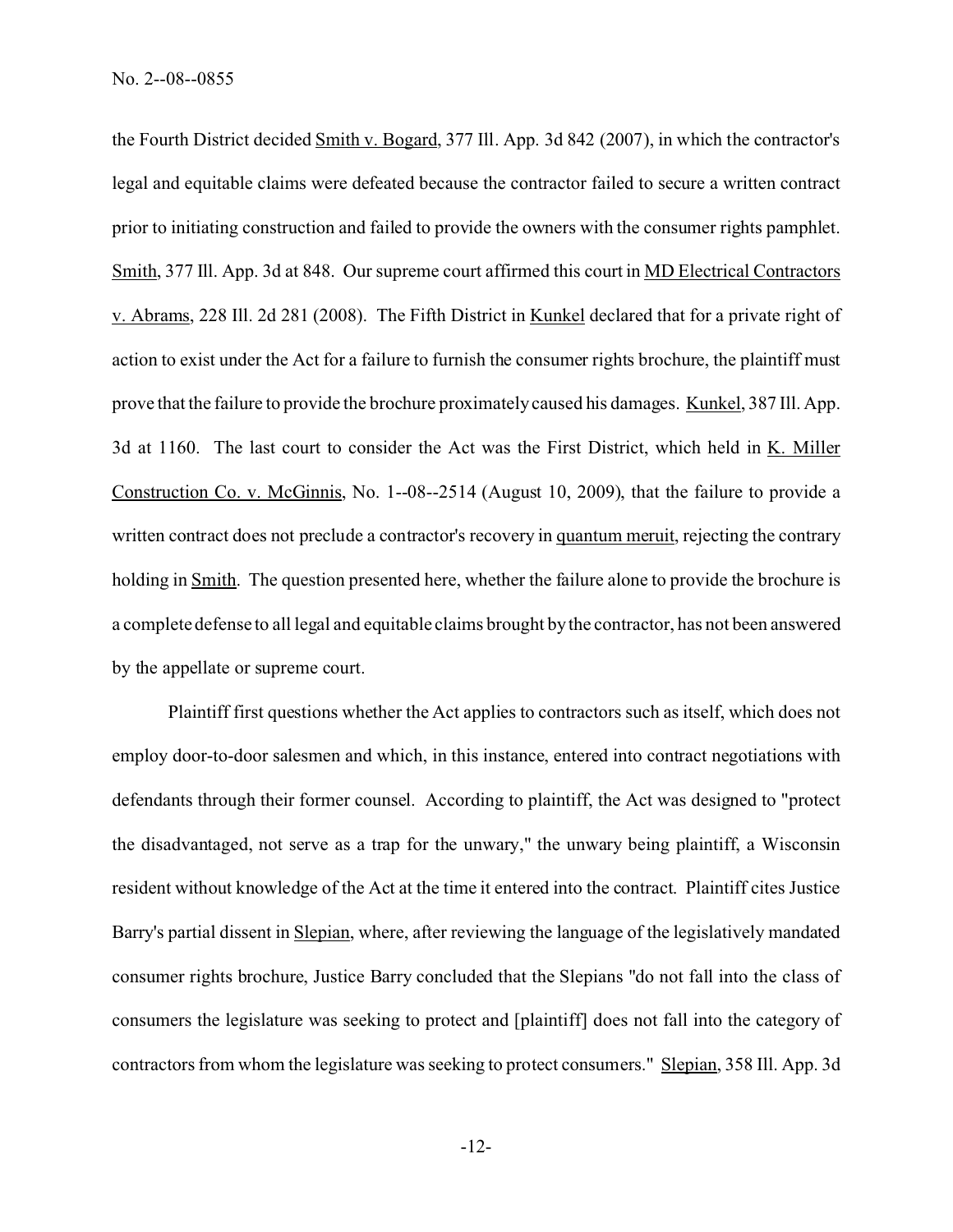the Fourth District decided Smith v. Bogard, 377 Ill. App. 3d 842 (2007), in which the contractor's legal and equitable claims were defeated because the contractor failed to secure a written contract prior to initiating construction and failed to provide the owners with the consumer rights pamphlet. Smith, 377 Ill. App. 3d at 848. Our supreme court affirmed this court in MD Electrical Contractors v. Abrams, 228 Ill. 2d 281 (2008). The Fifth District in Kunkel declared that for a private right of action to exist under the Act for a failure to furnish the consumer rights brochure, the plaintiff must prove that the failure to provide the brochure proximately caused his damages. Kunkel, 387 Ill. App. 3d at 1160. The last court to consider the Act was the First District, which held in K. Miller Construction Co. v. McGinnis, No. 1--08--2514 (August 10, 2009), that the failure to provide a written contract does not preclude a contractor's recovery in quantum meruit, rejecting the contrary holding in Smith. The question presented here, whether the failure alone to provide the brochure is a complete defense to all legal and equitable claims brought by the contractor, has not been answered by the appellate or supreme court.

Plaintiff first questions whether the Act applies to contractors such as itself, which does not employ door-to-door salesmen and which, in this instance, entered into contract negotiations with defendants through their former counsel. According to plaintiff, the Act was designed to "protect the disadvantaged, not serve as a trap for the unwary," the unwary being plaintiff, a Wisconsin resident without knowledge of the Act at the time it entered into the contract. Plaintiff cites Justice Barry's partial dissent in Slepian, where, after reviewing the language of the legislatively mandated consumer rights brochure, Justice Barry concluded that the Slepians "do not fall into the class of consumers the legislature was seeking to protect and [plaintiff] does not fall into the category of contractors from whom the legislature was seeking to protect consumers." Slepian, 358 Ill. App. 3d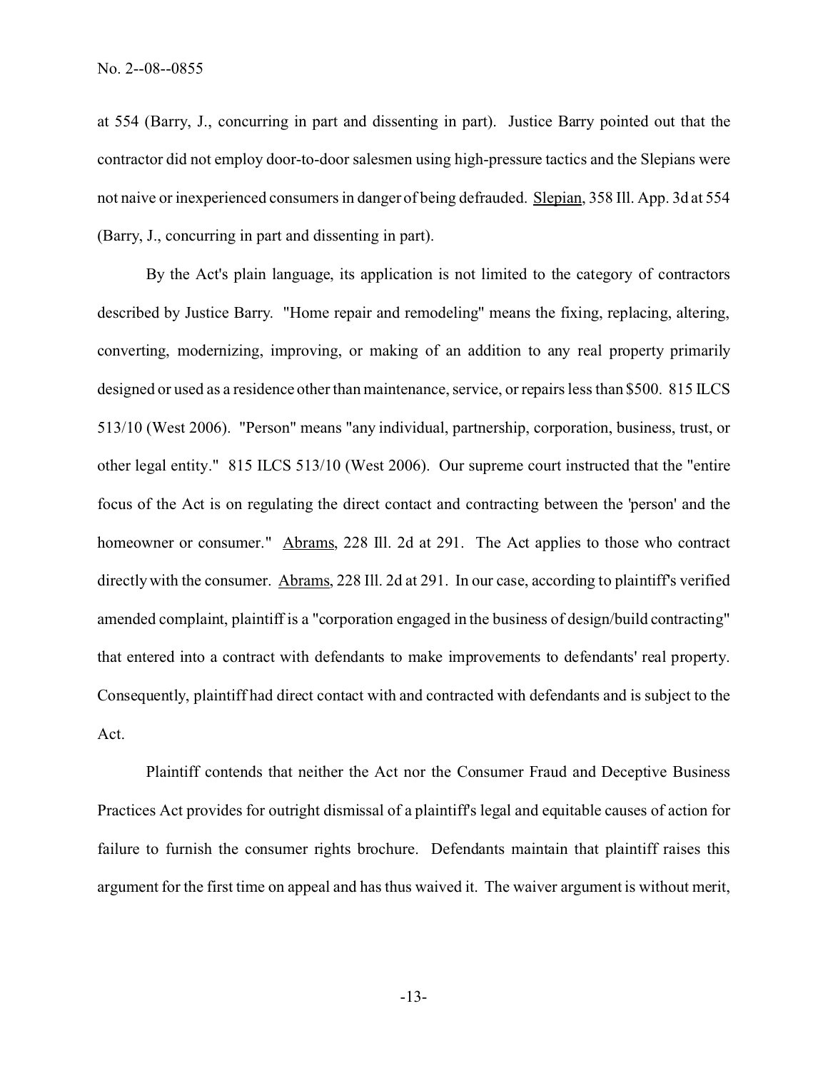at 554 (Barry, J., concurring in part and dissenting in part). Justice Barry pointed out that the contractor did not employ door-to-door salesmen using high-pressure tactics and the Slepians were not naive or inexperienced consumers in danger of being defrauded. Slepian, 358 Ill. App. 3d at 554 (Barry, J., concurring in part and dissenting in part).

By the Act's plain language, its application is not limited to the category of contractors described by Justice Barry. "Home repair and remodeling" means the fixing, replacing, altering, converting, modernizing, improving, or making of an addition to any real property primarily designed or used as a residence other than maintenance, service, or repairs less than $500. 815 ILCS 513/10 (West 2006). "Person" means "any individual, partnership, corporation, business, trust, or other legal entity." 815 ILCS 513/10 (West 2006). Our supreme court instructed that the "entire focus of the Act is on regulating the direct contact and contracting between the 'person' and the homeowner or consumer." Abrams, 228 Ill. 2d at 291. The Act applies to those who contract directly with the consumer. Abrams, 228 Ill. 2d at 291. In our case, according to plaintiff's verified amended complaint, plaintiff is a "corporation engaged in the business of design/build contracting" that entered into a contract with defendants to make improvements to defendants' real property. Consequently, plaintiff had direct contact with and contracted with defendants and is subject to the Act.

Plaintiff contends that neither the Act nor the Consumer Fraud and Deceptive Business Practices Act provides for outright dismissal of a plaintiff's legal and equitable causes of action for failure to furnish the consumer rights brochure. Defendants maintain that plaintiff raises this argument for the first time on appeal and has thus waived it. The waiver argument is without merit,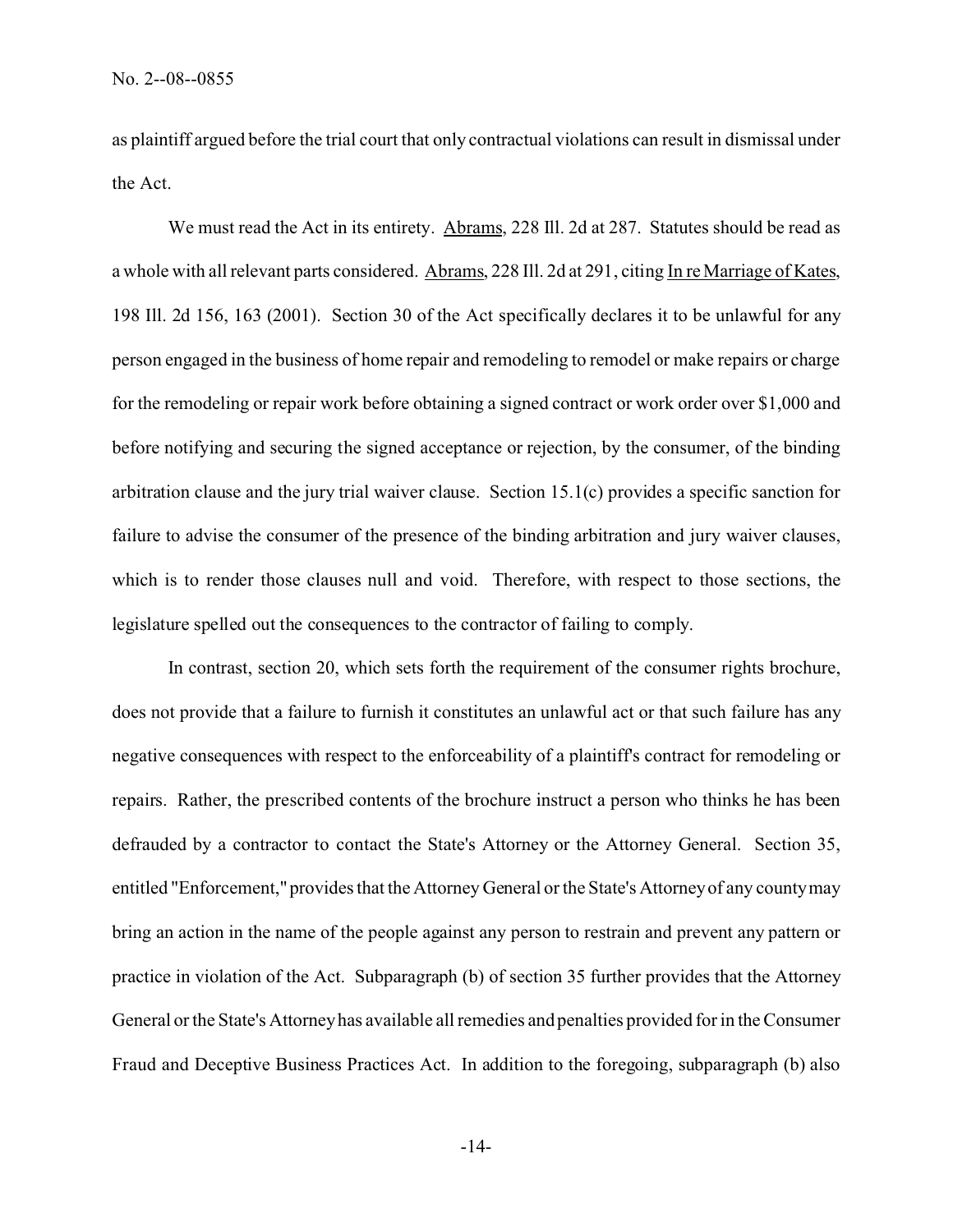as plaintiff argued before the trial court that only contractual violations can result in dismissal under the Act.

We must read the Act in its entirety. Abrams, 228 Ill. 2d at 287. Statutes should be read as a whole with all relevant parts considered. Abrams, 228 Ill. 2d at 291, citing In re Marriage of Kates, 198 Ill. 2d 156, 163 (2001). Section 30 of the Act specifically declares it to be unlawful for any person engaged in the business of home repair and remodeling to remodel or make repairs or charge for the remodeling or repair work before obtaining a signed contract or work order over $1,000 and before notifying and securing the signed acceptance or rejection, by the consumer, of the binding arbitration clause and the jury trial waiver clause. Section 15.1(c) provides a specific sanction for failure to advise the consumer of the presence of the binding arbitration and jury waiver clauses, which is to render those clauses null and void. Therefore, with respect to those sections, the legislature spelled out the consequences to the contractor of failing to comply.

In contrast, section 20, which sets forth the requirement of the consumer rights brochure, does not provide that a failure to furnish it constitutes an unlawful act or that such failure has any negative consequences with respect to the enforceability of a plaintiff's contract for remodeling or repairs. Rather, the prescribed contents of the brochure instruct a person who thinks he has been defrauded by a contractor to contact the State's Attorney or the Attorney General. Section 35, entitled "Enforcement," provides that the Attorney General or the State's Attorney of any county may bring an action in the name of the people against any person to restrain and prevent any pattern or practice in violation of the Act. Subparagraph (b) of section 35 further provides that the Attorney General or the State's Attorney has available all remedies and penalties provided for in the Consumer Fraud and Deceptive Business Practices Act. In addition to the foregoing, subparagraph (b) also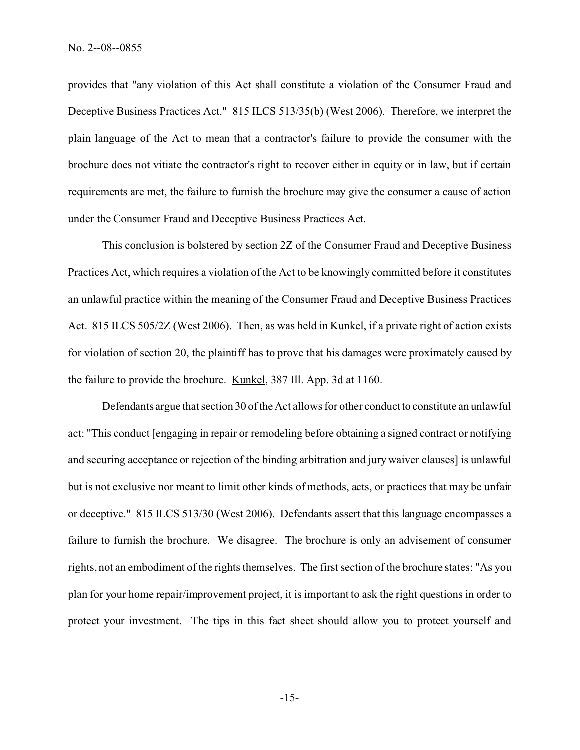provides that "any violation of this Act shall constitute a violation of the Consumer Fraud and Deceptive Business Practices Act." 815 ILCS 513/35(b) (West 2006). Therefore, we interpret the plain language of the Act to mean that a contractor's failure to provide the consumer with the brochure does not vitiate the contractor's right to recover either in equity or in law, but if certain requirements are met, the failure to furnish the brochure may give the consumer a cause of action under the Consumer Fraud and Deceptive Business Practices Act.

This conclusion is bolstered by section 2Z of the Consumer Fraud and Deceptive Business Practices Act, which requires a violation of the Act to be knowingly committed before it constitutes an unlawful practice within the meaning of the Consumer Fraud and Deceptive Business Practices Act. 815 ILCS 505/2Z (West 2006). Then, as was held in Kunkel, if a private right of action exists for violation of section 20, the plaintiff has to prove that his damages were proximately caused by the failure to provide the brochure. Kunkel, 387 Ill. App. 3d at 1160.

Defendants argue that section 30 of the Act allows for other conduct to constitute an unlawful act: "This conduct [engaging in repair or remodeling before obtaining a signed contract or notifying and securing acceptance or rejection of the binding arbitration and jury waiver clauses] is unlawful but is not exclusive nor meant to limit other kinds of methods, acts, or practices that may be unfair or deceptive." 815 ILCS 513/30 (West 2006). Defendants assert that this language encompasses a failure to furnish the brochure. We disagree. The brochure is only an advisement of consumer rights, not an embodiment of the rights themselves. The first section of the brochure states: "As you plan for your home repair/improvement project, it is important to ask the right questions in order to protect your investment. The tips in this fact sheet should allow you to protect yourself and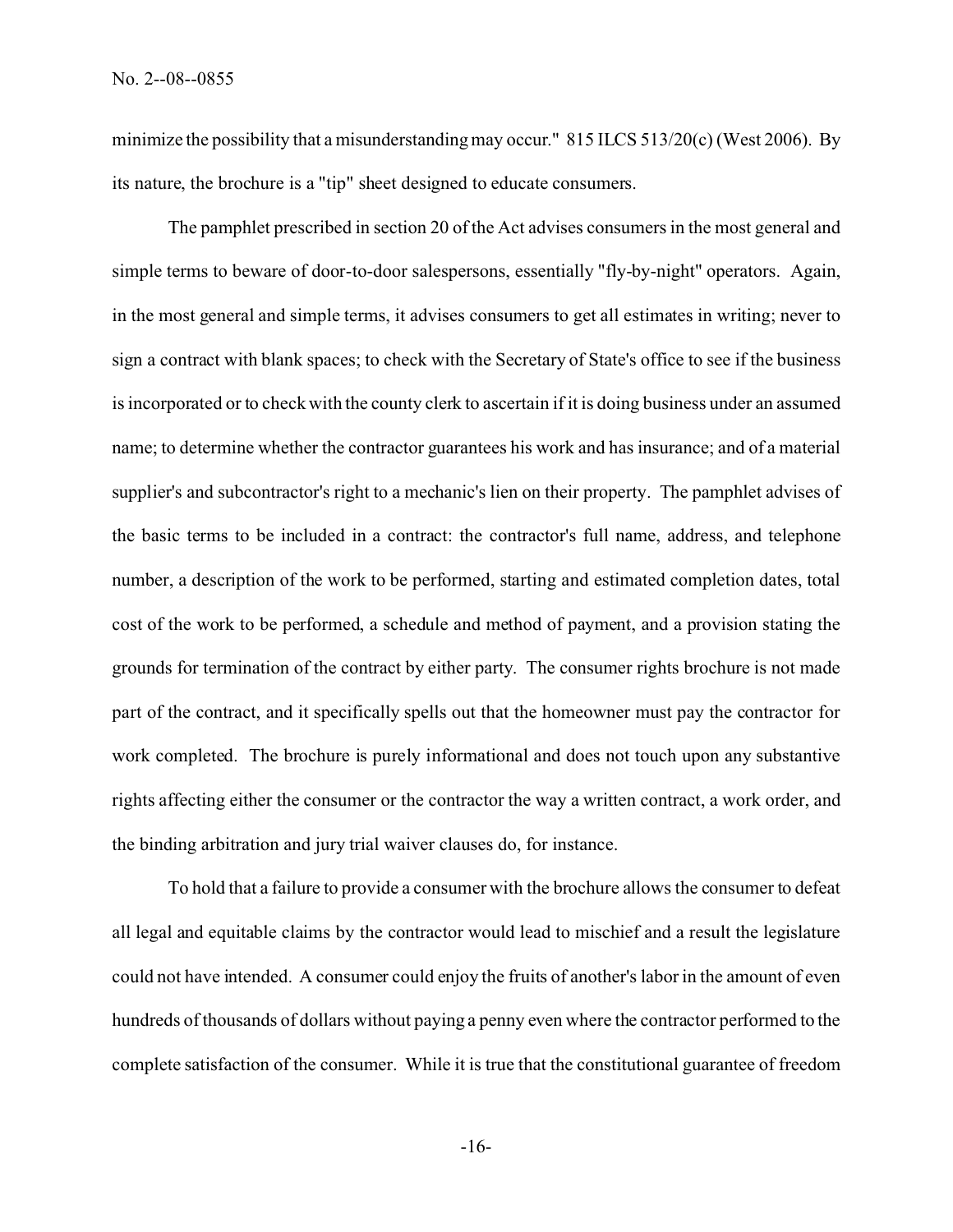minimize the possibility that a misunderstanding may occur." 815 ILCS 513/20(c) (West 2006). By its nature, the brochure is a "tip" sheet designed to educate consumers.

The pamphlet prescribed in section 20 of the Act advises consumers in the most general and simple terms to beware of door-to-door salespersons, essentially "fly-by-night" operators. Again, in the most general and simple terms, it advises consumers to get all estimates in writing; never to sign a contract with blank spaces; to check with the Secretary of State's office to see if the business is incorporated or to check with the county clerk to ascertain if it is doing business under an assumed name; to determine whether the contractor guarantees his work and has insurance; and of a material supplier's and subcontractor's right to a mechanic's lien on their property. The pamphlet advises of the basic terms to be included in a contract: the contractor's full name, address, and telephone number, a description of the work to be performed, starting and estimated completion dates, total cost of the work to be performed, a schedule and method of payment, and a provision stating the grounds for termination of the contract by either party. The consumer rights brochure is not made part of the contract, and it specifically spells out that the homeowner must pay the contractor for work completed. The brochure is purely informational and does not touch upon any substantive rights affecting either the consumer or the contractor the way a written contract, a work order, and the binding arbitration and jury trial waiver clauses do, for instance.

To hold that a failure to provide a consumer with the brochure allows the consumer to defeat all legal and equitable claims by the contractor would lead to mischief and a result the legislature could not have intended. A consumer could enjoy the fruits of another's labor in the amount of even hundreds of thousands of dollars without paying a penny even where the contractor performed to the complete satisfaction of the consumer. While it is true that the constitutional guarantee of freedom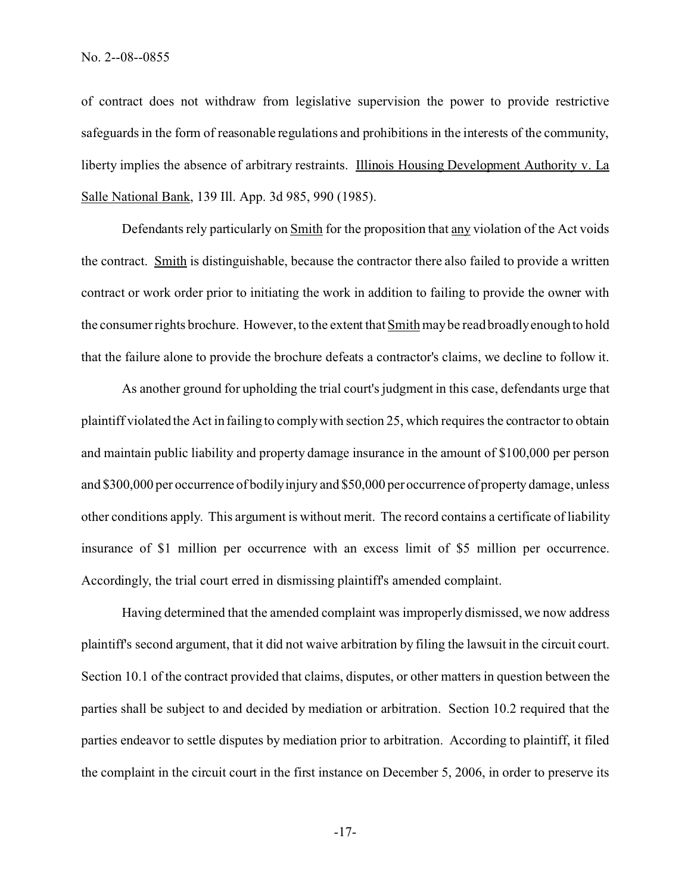of contract does not withdraw from legislative supervision the power to provide restrictive safeguards in the form of reasonable regulations and prohibitions in the interests of the community, liberty implies the absence of arbitrary restraints. Illinois Housing Development Authority v. La Salle National Bank, 139 Ill. App. 3d 985, 990 (1985).

Defendants rely particularly on Smith for the proposition that any violation of the Act voids the contract. Smith is distinguishable, because the contractor there also failed to provide a written contract or work order prior to initiating the work in addition to failing to provide the owner with the consumer rights brochure. However, to the extent that Smith may be read broadly enough to hold that the failure alone to provide the brochure defeats a contractor's claims, we decline to follow it.

As another ground for upholding the trial court's judgment in this case, defendants urge that plaintiff violated the Act in failing to comply with section 25, which requires the contractor to obtain and maintain public liability and property damage insurance in the amount of $100,000 per person and $300,000 per occurrence of bodily injury and $50,000 per occurrence of property damage, unless other conditions apply. This argument is without merit. The record contains a certificate of liability insurance of $1 million per occurrence with an excess limit of $5 million per occurrence. Accordingly, the trial court erred in dismissing plaintiff's amended complaint.

Having determined that the amended complaint was improperly dismissed, we now address plaintiff's second argument, that it did not waive arbitration by filing the lawsuit in the circuit court. Section 10.1 of the contract provided that claims, disputes, or other matters in question between the parties shall be subject to and decided by mediation or arbitration. Section 10.2 required that the parties endeavor to settle disputes by mediation prior to arbitration. According to plaintiff, it filed the complaint in the circuit court in the first instance on December 5, 2006, in order to preserve its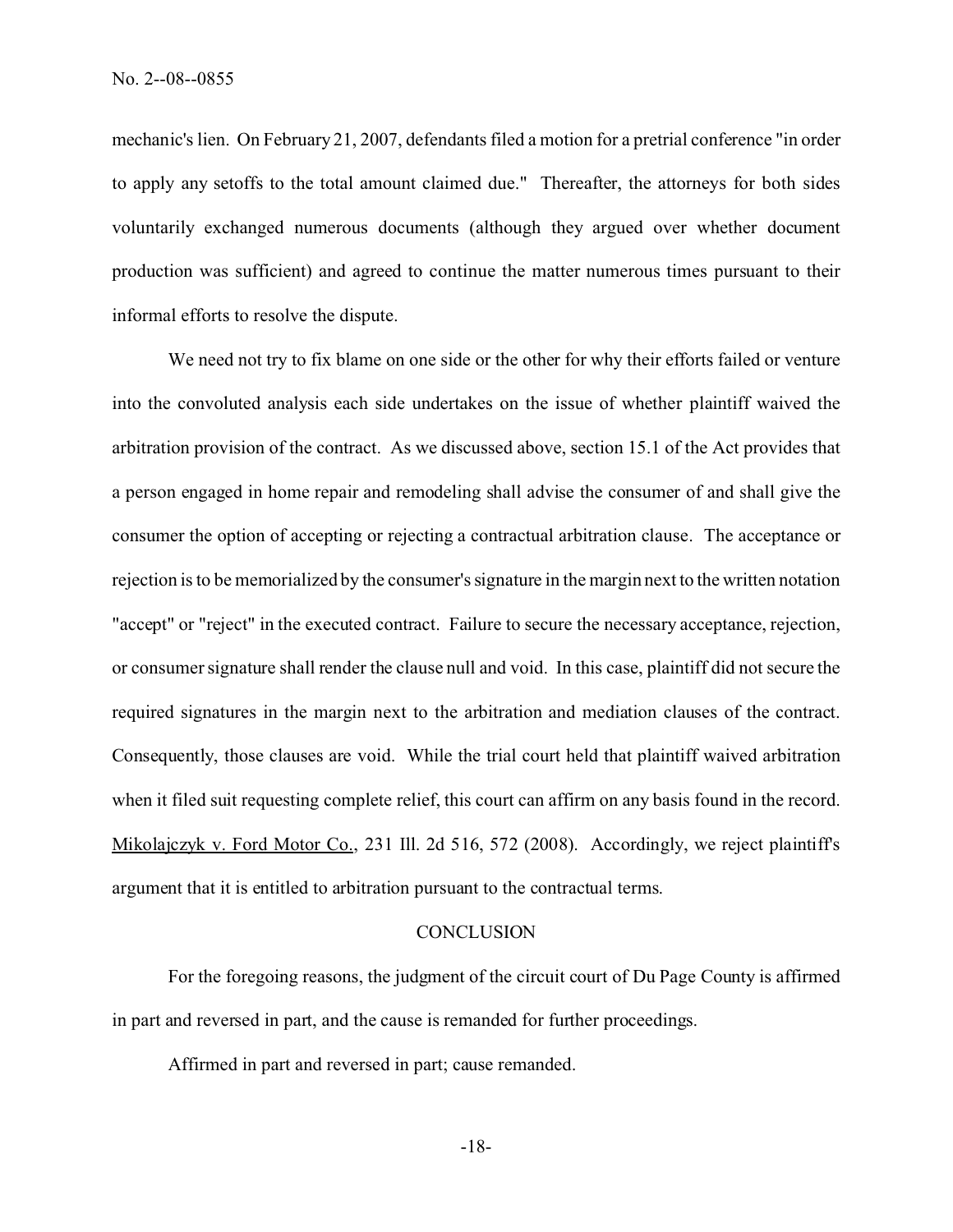mechanic's lien. On February 21, 2007, defendants filed a motion for a pretrial conference "in order to apply any setoffs to the total amount claimed due." Thereafter, the attorneys for both sides voluntarily exchanged numerous documents (although they argued over whether document production was sufficient) and agreed to continue the matter numerous times pursuant to their informal efforts to resolve the dispute.

We need not try to fix blame on one side or the other for why their efforts failed or venture into the convoluted analysis each side undertakes on the issue of whether plaintiff waived the arbitration provision of the contract. As we discussed above, section 15.1 of the Act provides that a person engaged in home repair and remodeling shall advise the consumer of and shall give the consumer the option of accepting or rejecting a contractual arbitration clause. The acceptance or rejection is to be memorialized by the consumer's signature in the margin next to the written notation "accept" or "reject" in the executed contract. Failure to secure the necessary acceptance, rejection, or consumer signature shall render the clause null and void. In this case, plaintiff did not secure the required signatures in the margin next to the arbitration and mediation clauses of the contract. Consequently, those clauses are void. While the trial court held that plaintiff waived arbitration when it filed suit requesting complete relief, this court can affirm on any basis found in the record. Mikolajczyk v. Ford Motor Co., 231 Ill. 2d 516, 572 (2008). Accordingly, we reject plaintiff's argument that it is entitled to arbitration pursuant to the contractual terms.

## CONCLUSION

For the foregoing reasons, the judgment of the circuit court of Du Page County is affirmed in part and reversed in part, and the cause is remanded for further proceedings.

Affirmed in part and reversed in part; cause remanded.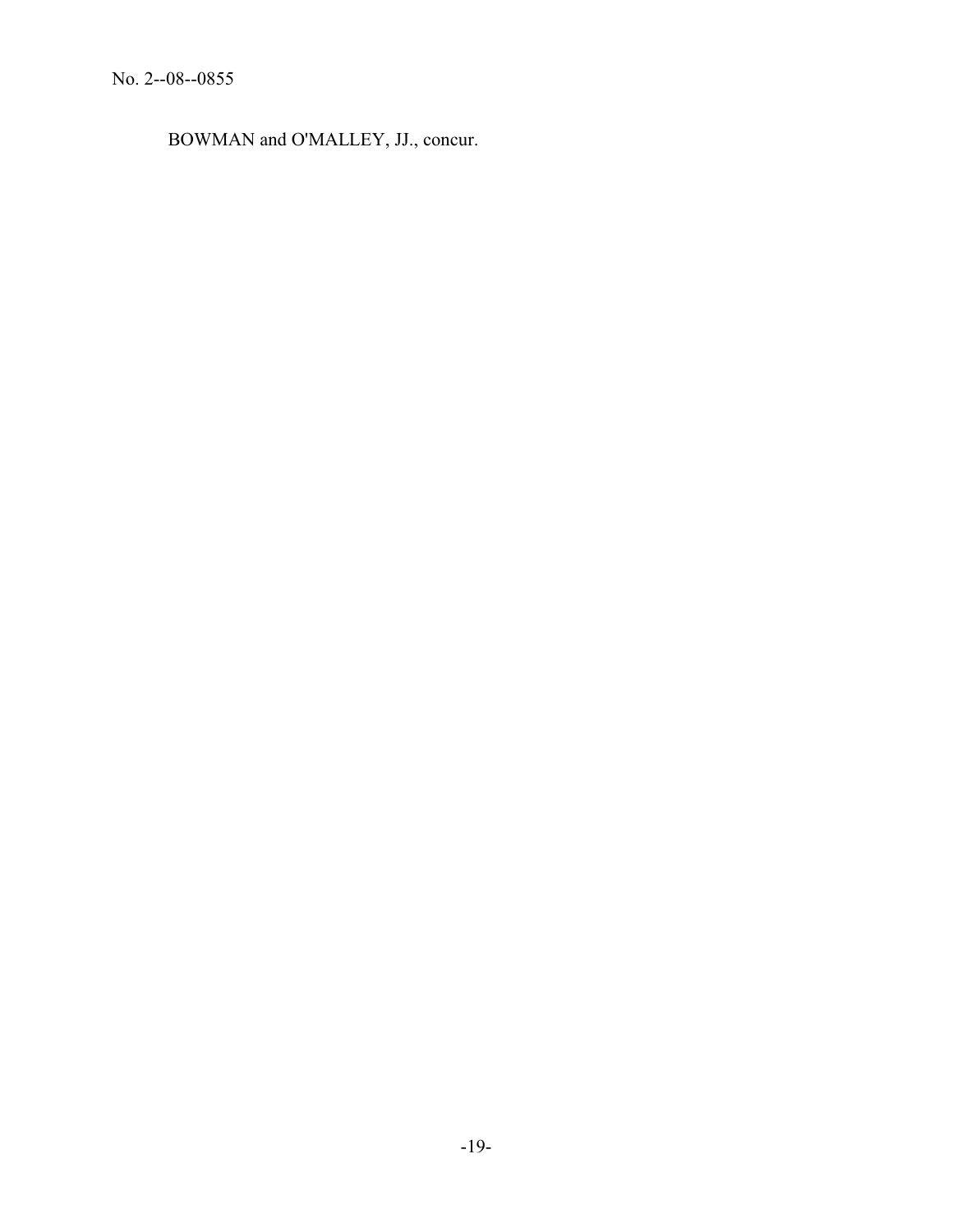BOWMAN and O'MALLEY, JJ., concur.